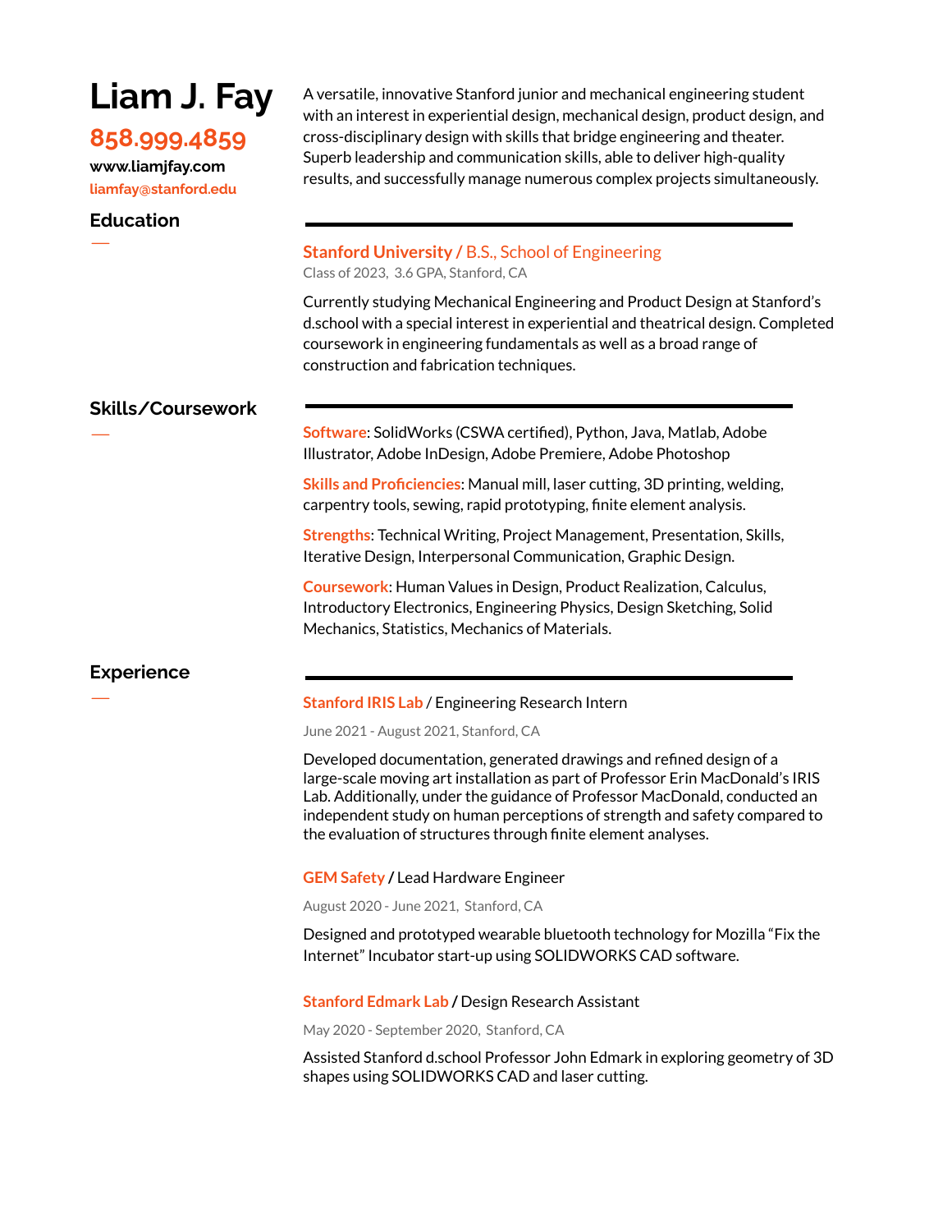# Liam J. Fay

**858.999.4859**

**www.liamjfay.com**

**liamfay@stanford.edu**

A versatile, innovative Stanford junior and mechanical engineering student with an interest in experiential design, mechanical design, product design, and cross-disciplinary design with skills that bridge engineering and theater. Superb leadership and communication skills, able to deliver high-quality results, and successfully manage numerous complex projects simultaneously.

## Education

**Stanford University** / B.S., School of Engineering

Class of 2023, 3.6 GPA, Stanford, CA

Currently studying Mechanical Engineering and Product Design at Stanford's d.school with a special interest in experiential and theatrical design. Completed coursework in engineering fundamentals as well as a broad range of construction and fabrication techniques.

## Skills/Coursework

**Software**: SolidWorks (CSWA certified), Python, Java, Matlab, Adobe Illustrator, Adobe InDesign, Adobe Premiere, Adobe Photoshop

**Skills and Proficiencies**: Manual mill, laser cutting, 3D printing, welding, carpentry tools, sewing, rapid prototyping, finite element analysis.

**Strengths**: Technical Writing, Project Management, Presentation, Skills, Iterative Design, Interpersonal Communication, Graphic Design.

**Coursework**: Human Values in Design, Product Realization, Calculus, Introductory Electronics, Engineering Physics, Design Sketching, Solid Mechanics, Statistics, Mechanics of Materials.

## Experience

**Stanford IRIS Lab** / Engineering Research Intern

June 2021 - August 2021, Stanford, CA

Developed documentation, generated drawings and refined design of a large-scale moving art installation as part of Professor Erin MacDonald's IRIS Lab. Additionally, under the guidance of Professor MacDonald, conducted an independent study on human perceptions of strength and safety compared to the evaluation of structures through finite element analyses.

**GEM Safety** / Lead Hardware Engineer

August 2020 - June 2021, Stanford, CA

Designed and prototyped wearable bluetooth technology for Mozilla "Fix the Internet" Incubator start-up using SOLIDWORKS CAD software.

**Stanford Edmark Lab** / Design Research Assistant

May 2020 - September 2020, Stanford, CA

Assisted Stanford d.school Professor John Edmark in exploring geometry of 3D shapes using SOLIDWORKS CAD and laser cutting.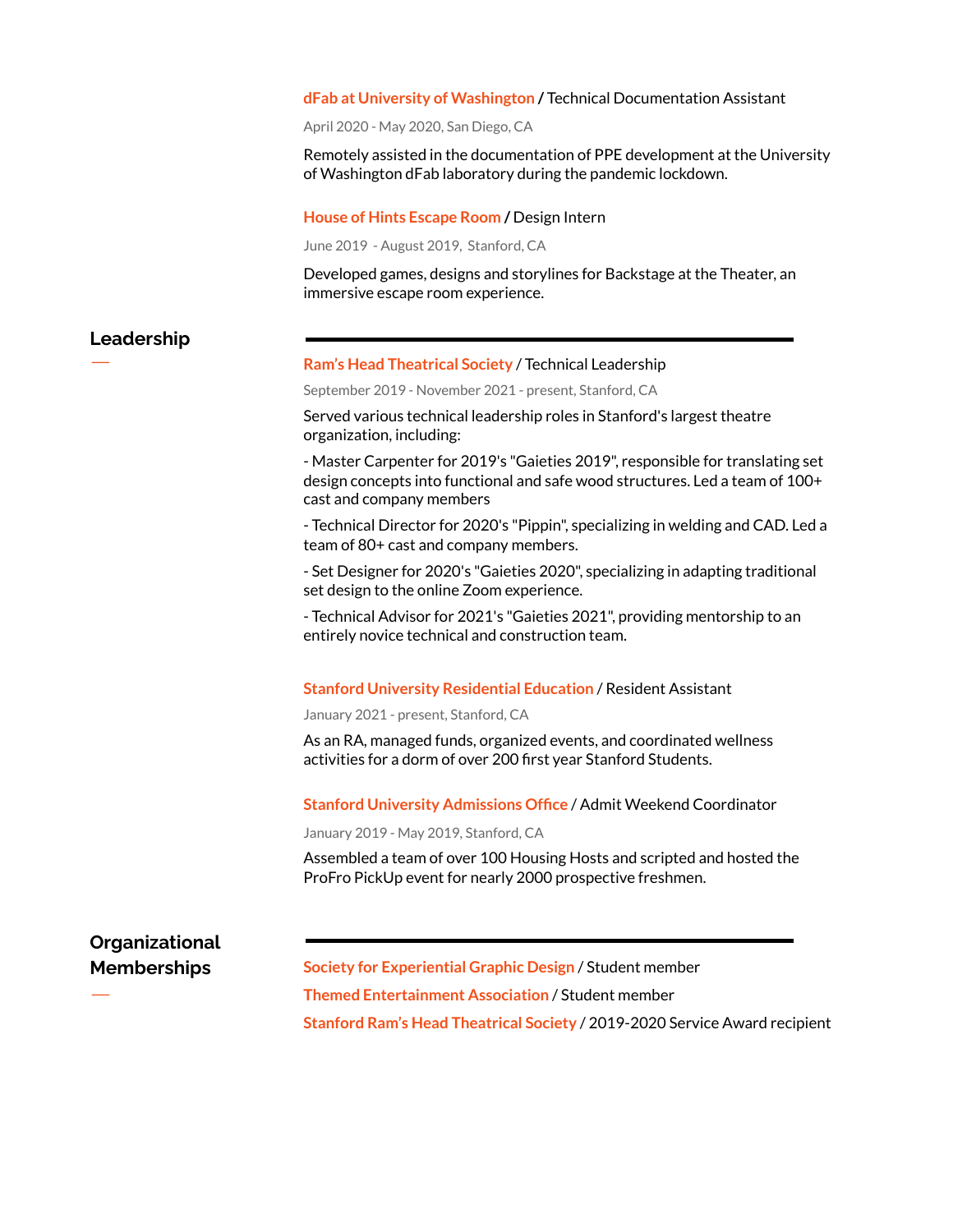**dFab at University of Washington** / Technical Documentation Assistant

April 2020 - May 2020, San Diego, CA

Remotely assisted in the documentation of PPE development at the University of Washington dFab laboratory during the pandemic lockdown.

**House of Hints Escape Room** / Design Intern

June 2019 - August 2019, Stanford, CA

Developed games, designs and storylines for Backstage at the Theater, an immersive escape room experience.

## Leadership

**Ram's Head Theatrical Society** / Technical Leadership

September 2019 - November 2021 - present, Stanford, CA

Served various technical leadership roles in Stanford's largest theatre organization, including:

- Master Carpenter for 2019's "Gaieties 2019", responsible for translating set design concepts into functional and safe wood structures. Led a team of 100+ cast and company members

- Technical Director for 2020's "Pippin", specializing in welding and CAD. Led a team of 80+ cast and company members.

- Set Designer for 2020's "Gaieties 2020", specializing in adapting traditional set design to the online Zoom experience.

- Technical Advisor for 2021's "Gaieties 2021", providing mentorship to an entirely novice technical and construction team.

**Stanford University Residential Education** / Resident Assistant

January 2021 - present, Stanford, CA

As an RA, managed funds, organized events, and coordinated wellness activities for a dorm of over 200 first year Stanford Students.

**Stanford University Admissions Office** / Admit Weekend Coordinator

January 2019 - May 2019, Stanford, CA

Assembled a team of over 100 Housing Hosts and scripted and hosted the ProFro PickUp event for nearly 2000 prospective freshmen.

## Organizational Memberships

**Society for Experiential Graphic Design** / Student member

**Themed Entertainment Association** / Student member

**Stanford Ram's Head Theatrical Society** / 2019-2020 Service Award recipient